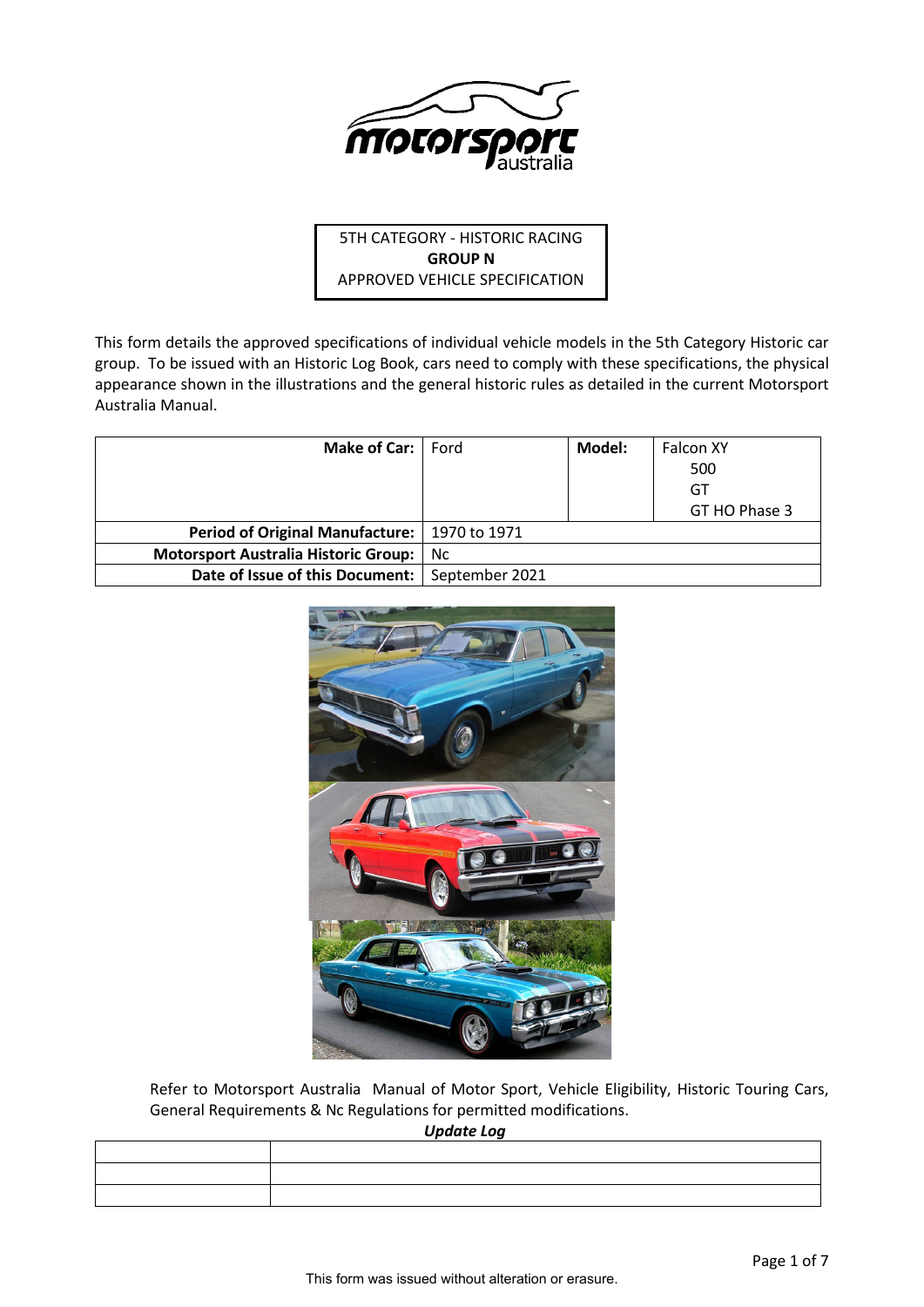5TH CATEGORY - HISTORIC RACING
**GROUP N**
APPROVED VEHICLE SPECIFICATION

This form details the approved specifications of individual vehicle models in the 5th Category Historic car group. To be issued with an Historic Log Book, cars need to comply with these specifications, the physical appearance shown in the illustrations and the general historic rules as detailed in the current Motorsport Australia Manual.

| **Make of Car:** | Ford | **Model:** | Falcon XY<br>500<br>GT<br>GT HO Phase 3 |
|---|---|---|---|
| **Period of Original Manufacture:** | 1970 to 1971 | | |
| **Motorsport Australia Historic Group:** | Nc | | |
| **Date of Issue of this Document:** | September 2021 | | |

Refer to Motorsport Australia Manual of Motor Sport, Vehicle Eligibility, Historic Touring Cars, General Requirements & Nc Regulations for permitted modifications.

***Update Log***

| | |
|---|---|
| | |
| | |
| | |

This form was issued without alteration or erasure.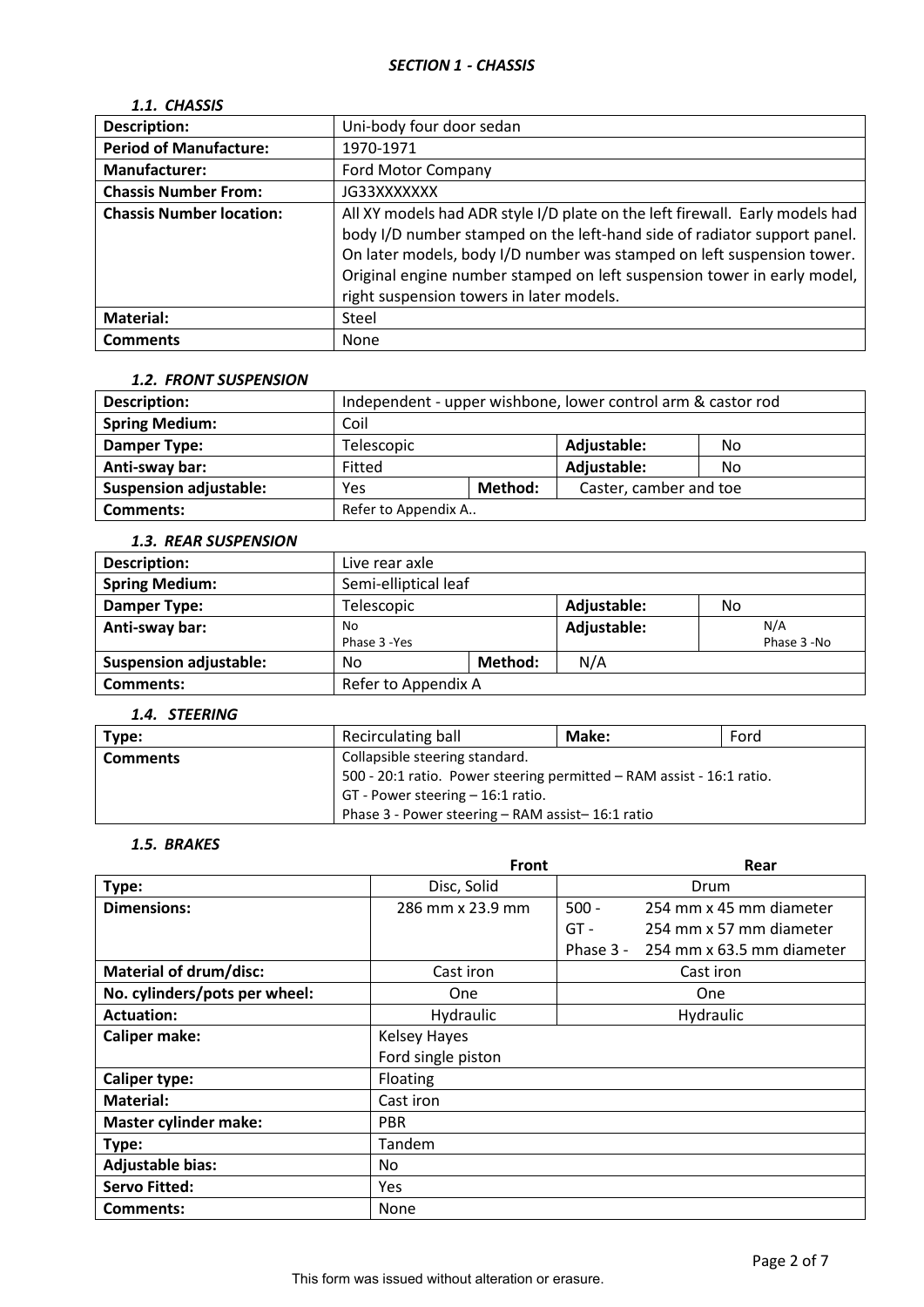## *SECTION 1 - CHASSIS*

### *1.1. CHASSIS*

| **Description:** | Uni-body four door sedan |
|---|---|
| **Period of Manufacture:** | 1970-1971 |
| **Manufacturer:** | Ford Motor Company |
| **Chassis Number From:** | JG33XXXXXXX |
| **Chassis Number location:** | All XY models had ADR style I/D plate on the left firewall. Early models had body I/D number stamped on the left-hand side of radiator support panel. On later models, body I/D number was stamped on left suspension tower. Original engine number stamped on left suspension tower in early model, right suspension towers in later models. |
| **Material:** | Steel |
| **Comments** | None |

### *1.2. FRONT SUSPENSION*

| **Description:** | Independent - upper wishbone, lower control arm & castor rod | | | |
|---|---|---|---|---|
| **Spring Medium:** | Coil | | | |
| **Damper Type:** | Telescopic | | **Adjustable:** | No |
| **Anti-sway bar:** | Fitted | | **Adjustable:** | No |
| **Suspension adjustable:** | Yes | **Method:** | Caster, camber and toe | |
| **Comments:** | Refer to Appendix A.. | | | |

### *1.3. REAR SUSPENSION*

| **Description:** | Live rear axle | | | |
|---|---|---|---|---|
| **Spring Medium:** | Semi-elliptical leaf | | | |
| **Damper Type:** | Telescopic | | **Adjustable:** | No |
| **Anti-sway bar:** | No<br>Phase 3 -Yes | | **Adjustable:** | N/A<br>Phase 3 -No |
| **Suspension adjustable:** | No | **Method:** | N/A | |
| **Comments:** | Refer to Appendix A | | | |

### *1.4. STEERING*

| **Type:** | Recirculating ball | **Make:** | Ford |
|---|---|---|---|
| **Comments** | Collapsible steering standard.<br>500 - 20:1 ratio. Power steering permitted – RAM assist - 16:1 ratio.<br>GT - Power steering – 16:1 ratio.<br>Phase 3 - Power steering – RAM assist– 16:1 ratio | | |

### *1.5. BRAKES*

| | **Front** | **Rear** |
|---|---|---|
| **Type:** | Disc, Solid | Drum |
| **Dimensions:** | 286 mm x 23.9 mm | 500 - 254 mm x 45 mm diameter<br>GT - 254 mm x 57 mm diameter<br>Phase 3 - 254 mm x 63.5 mm diameter |
| **Material of drum/disc:** | Cast iron | Cast iron |
| **No. cylinders/pots per wheel:** | One | One |
| **Actuation:** | Hydraulic | Hydraulic |
| **Caliper make:** | Kelsey Hayes<br>Ford single piston | |
| **Caliper type:** | Floating | |
| **Material:** | Cast iron | |
| **Master cylinder make:** | PBR | |
| **Type:** | Tandem | |
| **Adjustable bias:** | No | |
| **Servo Fitted:** | Yes | |
| **Comments:** | None | |

This form was issued without alteration or erasure.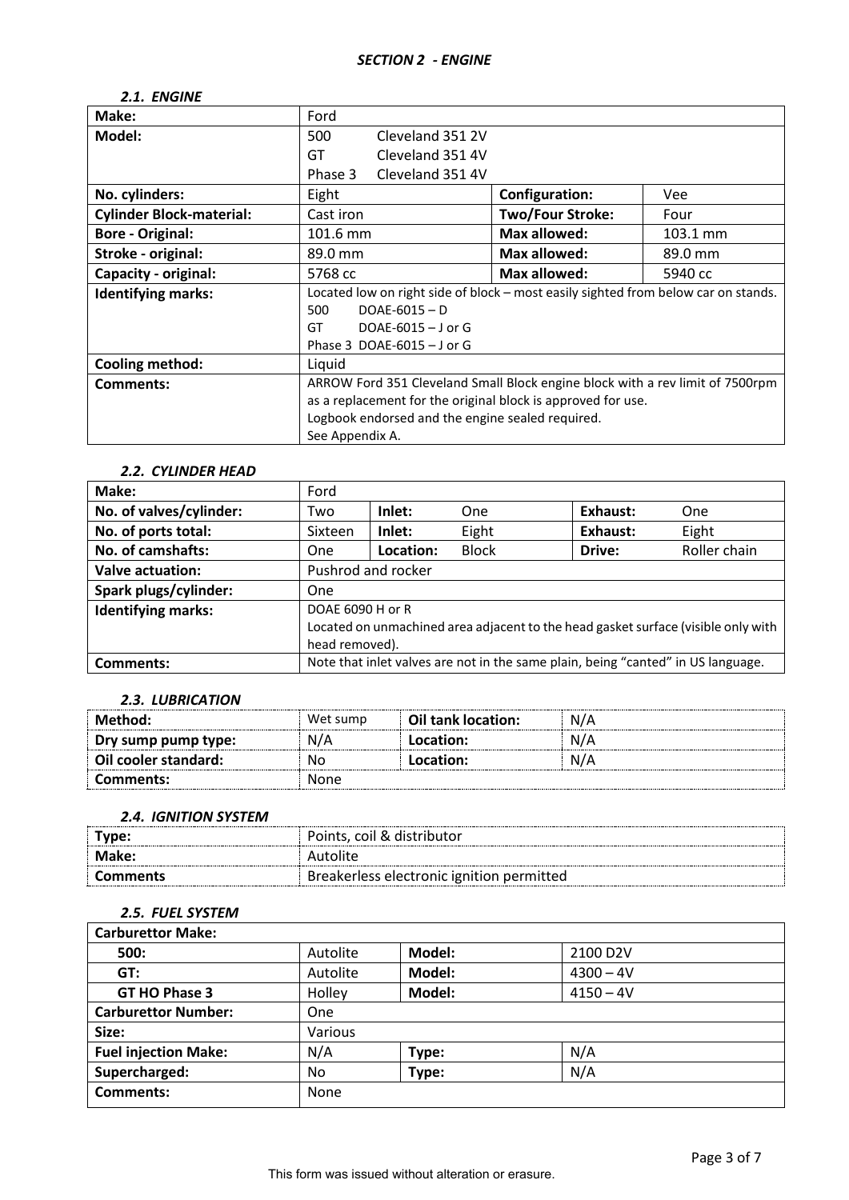### *SECTION 2 - ENGINE*

#### *2.1. ENGINE*

| **Make:** | Ford | | |
|---|---|---|---|
| **Model:** | 500 Cleveland 351 2V<br>GT Cleveland 351 4V<br>Phase 3 Cleveland 351 4V | | |
| **No. cylinders:** | Eight | **Configuration:** | Vee |
| **Cylinder Block-material:** | Cast iron | **Two/Four Stroke:** | Four |
| **Bore - Original:** | 101.6 mm | **Max allowed:** | 103.1 mm |
| **Stroke - original:** | 89.0 mm | **Max allowed:** | 89.0 mm |
| **Capacity - original:** | 5768 cc | **Max allowed:** | 5940 cc |
| **Identifying marks:** | Located low on right side of block – most easily sighted from below car on stands.<br>500 DOAE-6015 – D<br>GT DOAE-6015 – J or G<br>Phase 3 DOAE-6015 – J or G | | |
| **Cooling method:** | Liquid | | |
| **Comments:** | ARROW Ford 351 Cleveland Small Block engine block with a rev limit of 7500rpm as a replacement for the original block is approved for use.<br>Logbook endorsed and the engine sealed required.<br>See Appendix A. | | |

#### *2.2. CYLINDER HEAD*

| **Make:** | Ford | | | | |
|---|---|---|---|---|---|
| **No. of valves/cylinder:** | Two | **Inlet:** | One | **Exhaust:** | One |
| **No. of ports total:** | Sixteen | **Inlet:** | Eight | **Exhaust:** | Eight |
| **No. of camshafts:** | One | **Location:** | Block | **Drive:** | Roller chain |
| **Valve actuation:** | Pushrod and rocker | | | | |
| **Spark plugs/cylinder:** | One | | | | |
| **Identifying marks:** | DOAE 6090 H or R<br>Located on unmachined area adjacent to the head gasket surface (visible only with head removed). | | | | |
| **Comments:** | Note that inlet valves are not in the same plain, being "canted" in US language. | | | | |

#### *2.3. LUBRICATION*

| **Method:** | Wet sump | **Oil tank location:** | N/A |
|---|---|---|---|
| **Dry sump pump type:** | N/A | **Location:** | N/A |
| **Oil cooler standard:** | No | **Location:** | N/A |
| **Comments:** | None | | |

#### *2.4. IGNITION SYSTEM*

| **Type:** | Points, coil & distributor |
|---|---|
| **Make:** | Autolite |
| **Comments** | Breakerless electronic ignition permitted |

#### *2.5. FUEL SYSTEM*

| **Carburettor Make:** | | | |
|---|---|---|---|
| **500:** | Autolite | **Model:** | 2100 D2V |
| **GT:** | Autolite | **Model:** | 4300 – 4V |
| **GT HO Phase 3** | Holley | **Model:** | 4150 – 4V |
| **Carburettor Number:** | One | | |
| **Size:** | Various | | |
| **Fuel injection Make:** | N/A | **Type:** | N/A |
| **Supercharged:** | No | **Type:** | N/A |
| **Comments:** | None | | |

This form was issued without alteration or erasure.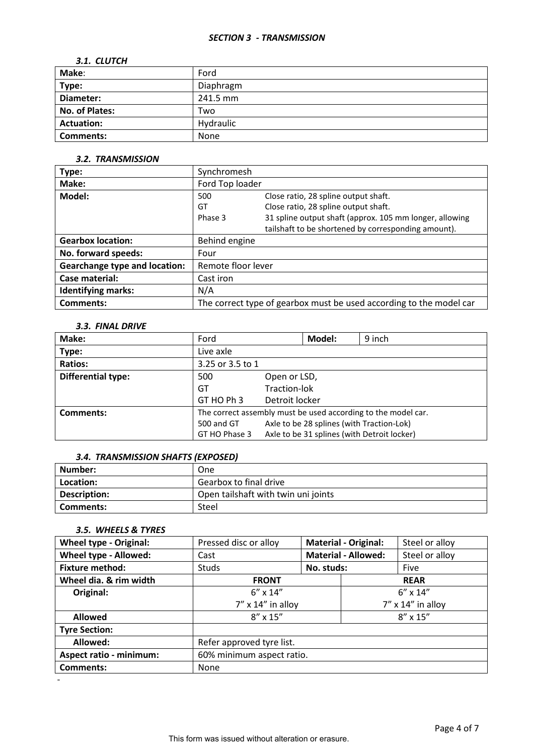### *SECTION 3 - TRANSMISSION*

#### *3.1. CLUTCH*

| **Make**: | Ford |
|---|---|
| **Type:** | Diaphragm |
| **Diameter:** | 241.5 mm |
| **No. of Plates:** | Two |
| **Actuation:** | Hydraulic |
| **Comments:** | None |

#### *3.2. TRANSMISSION*

| **Type:** | Synchromesh | |
|---|---|---|
| **Make:** | Ford Top loader | |
| **Model:** | 500<br>GT<br>Phase 3 | Close ratio, 28 spline output shaft.<br>Close ratio, 28 spline output shaft.<br>31 spline output shaft (approx. 105 mm longer, allowing tailshaft to be shortened by corresponding amount). |
| **Gearbox location:** | Behind engine | |
| **No. forward speeds:** | Four | |
| **Gearchange type and location:** | Remote floor lever | |
| **Case material:** | Cast iron | |
| **Identifying marks:** | N/A | |
| **Comments:** | The correct type of gearbox must be used according to the model car | |

#### *3.3. FINAL DRIVE*

| **Make:** | Ford | **Model:** | 9 inch |
|---|---|---|---|
| **Type:** | Live axle | | |
| **Ratios:** | 3.25 or 3.5 to 1 | | |
| **Differential type:** | 500<br>GT<br>GT HO Ph 3 | Open or LSD,<br>Traction-lok<br>Detroit locker | |
| **Comments:** | The correct assembly must be used according to the model car.<br>500 and GT — Axle to be 28 splines (with Traction-Lok)<br>GT HO Phase 3 — Axle to be 31 splines (with Detroit locker) | | |

#### *3.4. TRANSMISSION SHAFTS (EXPOSED)*

| **Number:** | One |
|---|---|
| **Location:** | Gearbox to final drive |
| **Description:** | Open tailshaft with twin uni joints |
| **Comments:** | Steel |

#### *3.5. WHEELS & TYRES*

| **Wheel type - Original:** | Pressed disc or alloy | **Material - Original:** | Steel or alloy |
|---|---|---|---|
| **Wheel type - Allowed:** | Cast | **Material - Allowed:** | Steel or alloy |
| **Fixture method:** | Studs | **No. studs:** | Five |
| **Wheel dia. & rim width** | **FRONT** | | **REAR** |
| **Original:** | 6" x 14"<br>7" x 14" in alloy | | 6" x 14"<br>7" x 14" in alloy |
| **Allowed** | 8" x 15" | | 8" x 15" |
| **Tyre Section:** | | | |
| **Allowed:** | Refer approved tyre list. | | |
| **Aspect ratio - minimum:** | 60% minimum aspect ratio. | | |
| **Comments:** | None | | |

This form was issued without alteration or erasure.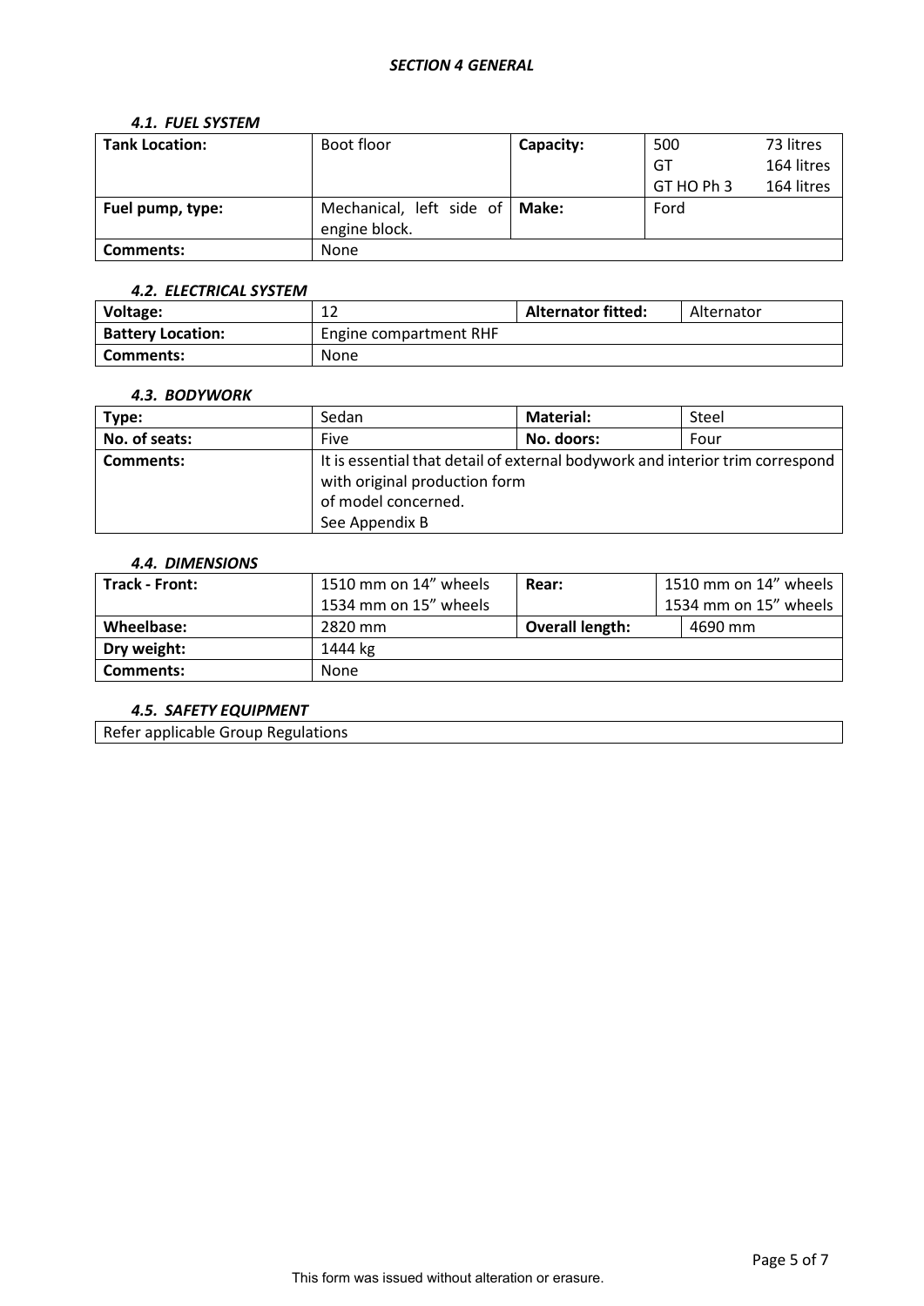## *SECTION 4 GENERAL*

### *4.1. FUEL SYSTEM*

| **Tank Location:** | Boot floor | **Capacity:** | 500<br>GT<br>GT HO Ph 3 | 73 litres<br>164 litres<br>164 litres |
|---|---|---|---|---|
| **Fuel pump, type:** | Mechanical, left side of engine block. | **Make:** | Ford | |
| **Comments:** | None | | | |

### *4.2. ELECTRICAL SYSTEM*

| **Voltage:** | 12 | **Alternator fitted:** | Alternator |
|---|---|---|---|
| **Battery Location:** | Engine compartment RHF | | |
| **Comments:** | None | | |

### *4.3. BODYWORK*

| **Type:** | Sedan | **Material:** | Steel |
|---|---|---|---|
| **No. of seats:** | Five | **No. doors:** | Four |
| **Comments:** | It is essential that detail of external bodywork and interior trim correspond with original production form<br>of model concerned.<br>See Appendix B | | |

### *4.4. DIMENSIONS*

| **Track - Front:** | 1510 mm on 14" wheels<br>1534 mm on 15" wheels | **Rear:** | 1510 mm on 14" wheels<br>1534 mm on 15" wheels |
|---|---|---|---|
| **Wheelbase:** | 2820 mm | **Overall length:** | 4690 mm |
| **Dry weight:** | 1444 kg | | |
| **Comments:** | None | | |

### *4.5. SAFETY EQUIPMENT*

| Refer applicable Group Regulations |
|---|

This form was issued without alteration or erasure.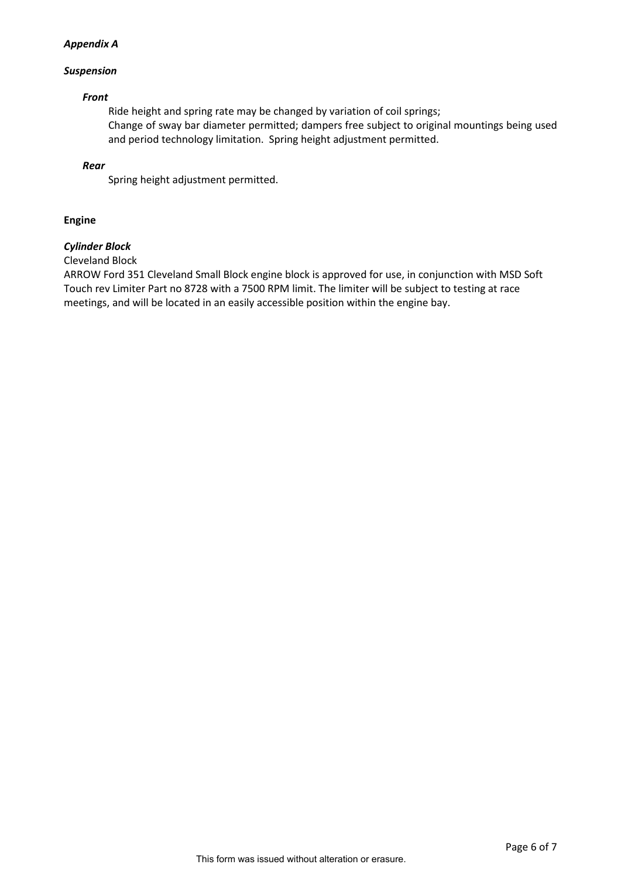## *Appendix A*

### *Suspension*

#### *Front*

Ride height and spring rate may be changed by variation of coil springs;
Change of sway bar diameter permitted; dampers free subject to original mountings being used and period technology limitation. Spring height adjustment permitted.

#### *Rear*

Spring height adjustment permitted.

### **Engine**

#### *Cylinder Block*

Cleveland Block

ARROW Ford 351 Cleveland Small Block engine block is approved for use, in conjunction with MSD Soft Touch rev Limiter Part no 8728 with a 7500 RPM limit. The limiter will be subject to testing at race meetings, and will be located in an easily accessible position within the engine bay.

This form was issued without alteration or erasure.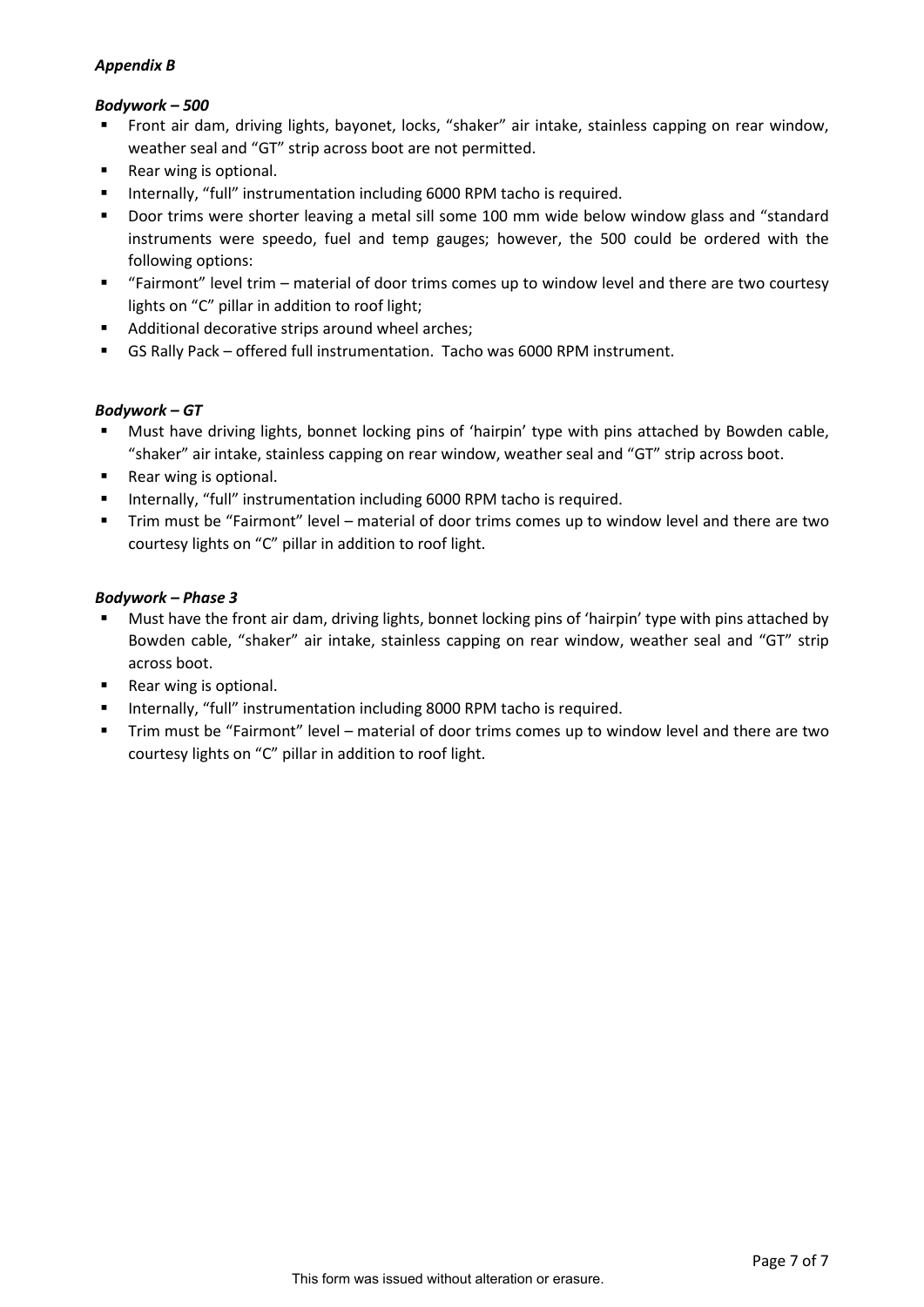***Appendix B***

***Bodywork – 500***

- Front air dam, driving lights, bayonet, locks, "shaker" air intake, stainless capping on rear window, weather seal and "GT" strip across boot are not permitted.
- Rear wing is optional.
- Internally, "full" instrumentation including 6000 RPM tacho is required.
- Door trims were shorter leaving a metal sill some 100 mm wide below window glass and "standard instruments were speedo, fuel and temp gauges; however, the 500 could be ordered with the following options:
- "Fairmont" level trim – material of door trims comes up to window level and there are two courtesy lights on "C" pillar in addition to roof light;
- Additional decorative strips around wheel arches;
- GS Rally Pack – offered full instrumentation. Tacho was 6000 RPM instrument.

***Bodywork – GT***

- Must have driving lights, bonnet locking pins of 'hairpin' type with pins attached by Bowden cable, "shaker" air intake, stainless capping on rear window, weather seal and "GT" strip across boot.
- Rear wing is optional.
- Internally, "full" instrumentation including 6000 RPM tacho is required.
- Trim must be "Fairmont" level – material of door trims comes up to window level and there are two courtesy lights on "C" pillar in addition to roof light.

***Bodywork – Phase 3***

- Must have the front air dam, driving lights, bonnet locking pins of 'hairpin' type with pins attached by Bowden cable, "shaker" air intake, stainless capping on rear window, weather seal and "GT" strip across boot.
- Rear wing is optional.
- Internally, "full" instrumentation including 8000 RPM tacho is required.
- Trim must be "Fairmont" level – material of door trims comes up to window level and there are two courtesy lights on "C" pillar in addition to roof light.

This form was issued without alteration or erasure.